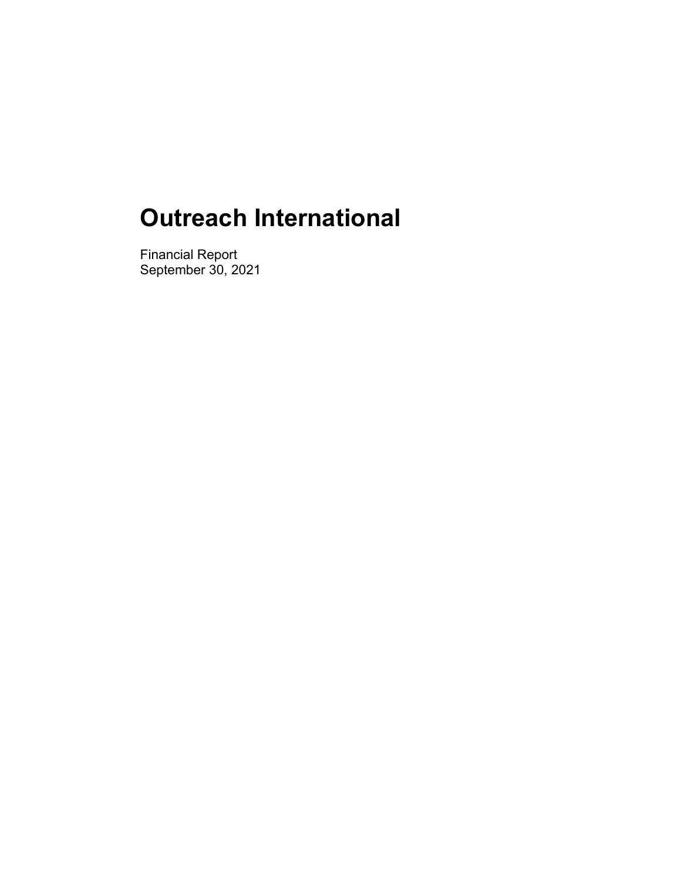# Outreach International

Financial Report
September 30, 2021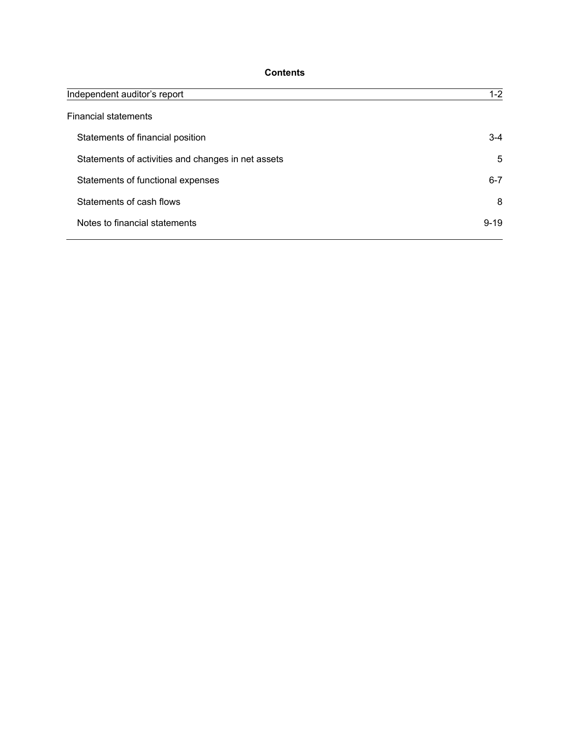**Contents**

| | |
|---|---|
| Independent auditor's report | 1-2 |
| Financial statements | |
| Statements of financial position | 3-4 |
| Statements of activities and changes in net assets | 5 |
| Statements of functional expenses | 6-7 |
| Statements of cash flows | 8 |
| Notes to financial statements | 9-19 |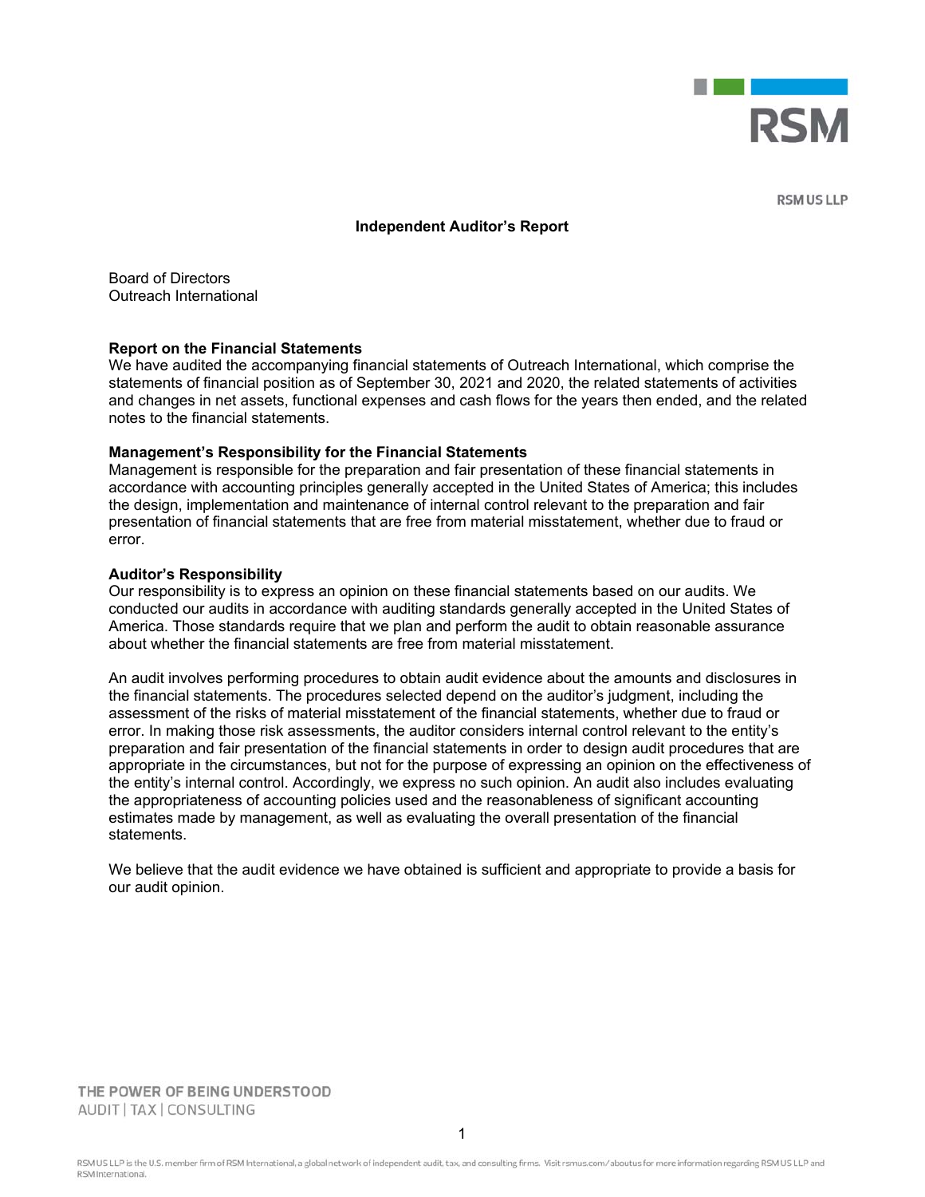RSM US LLP

## Independent Auditor's Report

Board of Directors
Outreach International

### Report on the Financial Statements

We have audited the accompanying financial statements of Outreach International, which comprise the statements of financial position as of September 30, 2021 and 2020, the related statements of activities and changes in net assets, functional expenses and cash flows for the years then ended, and the related notes to the financial statements.

### Management's Responsibility for the Financial Statements

Management is responsible for the preparation and fair presentation of these financial statements in accordance with accounting principles generally accepted in the United States of America; this includes the design, implementation and maintenance of internal control relevant to the preparation and fair presentation of financial statements that are free from material misstatement, whether due to fraud or error.

### Auditor's Responsibility

Our responsibility is to express an opinion on these financial statements based on our audits. We conducted our audits in accordance with auditing standards generally accepted in the United States of America. Those standards require that we plan and perform the audit to obtain reasonable assurance about whether the financial statements are free from material misstatement.

An audit involves performing procedures to obtain audit evidence about the amounts and disclosures in the financial statements. The procedures selected depend on the auditor's judgment, including the assessment of the risks of material misstatement of the financial statements, whether due to fraud or error. In making those risk assessments, the auditor considers internal control relevant to the entity's preparation and fair presentation of the financial statements in order to design audit procedures that are appropriate in the circumstances, but not for the purpose of expressing an opinion on the effectiveness of the entity's internal control. Accordingly, we express no such opinion. An audit also includes evaluating the appropriateness of accounting policies used and the reasonableness of significant accounting estimates made by management, as well as evaluating the overall presentation of the financial statements.

We believe that the audit evidence we have obtained is sufficient and appropriate to provide a basis for our audit opinion.

THE POWER OF BEING UNDERSTOOD
AUDIT | TAX | CONSULTING

RSM US LLP is the U.S. member firm of RSM International, a global network of independent audit, tax, and consulting firms. Visit rsmus.com/aboutus for more information regarding RSM US LLP and RSM International.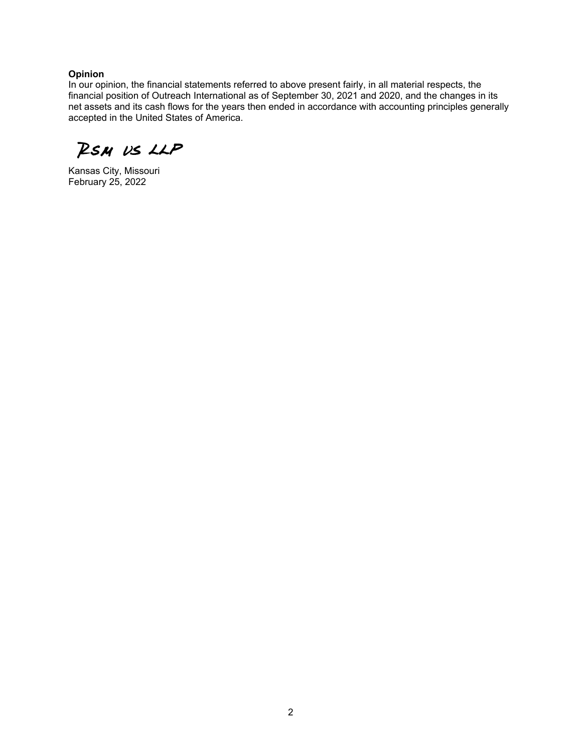**Opinion**

In our opinion, the financial statements referred to above present fairly, in all material respects, the financial position of Outreach International as of September 30, 2021 and 2020, and the changes in its net assets and its cash flows for the years then ended in accordance with accounting principles generally accepted in the United States of America.

RSM US LLP

Kansas City, Missouri
February 25, 2022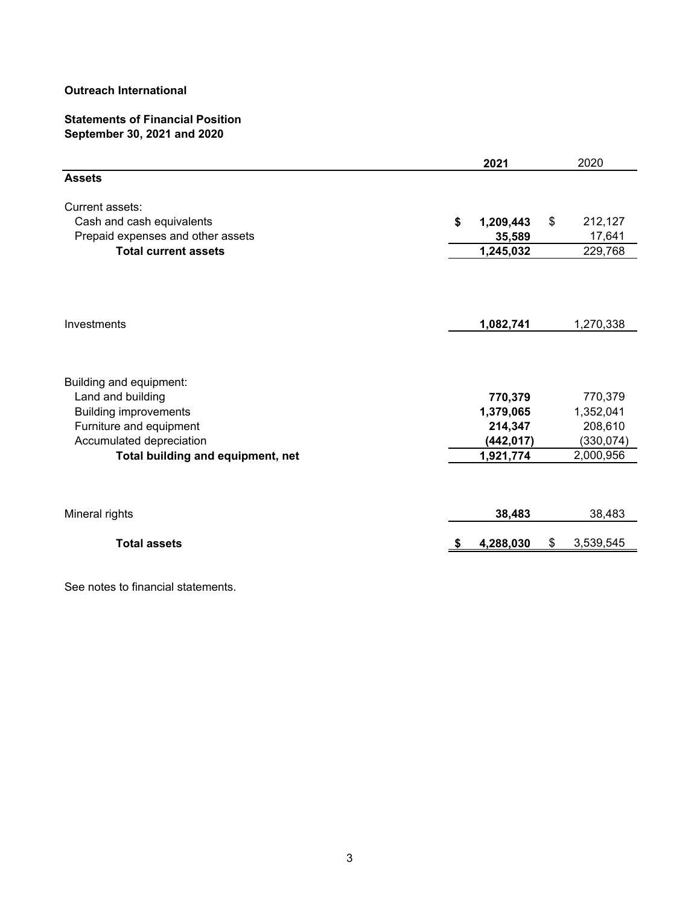**Outreach International**

**Statements of Financial Position**
**September 30, 2021 and 2020**

| | 2021 | 2020 |
|---|---|---|
| **Assets** | | |
| Current assets: | | |
| Cash and cash equivalents | **$ 1,209,443** | $ 212,127 |
| Prepaid expenses and other assets | **35,589** | 17,641 |
| **Total current assets** | **1,245,032** | 229,768 |
| Investments | **1,082,741** | 1,270,338 |
| Building and equipment: | | |
| Land and building | **770,379** | 770,379 |
| Building improvements | **1,379,065** | 1,352,041 |
| Furniture and equipment | **214,347** | 208,610 |
| Accumulated depreciation | **(442,017)** | (330,074) |
| **Total building and equipment, net** | **1,921,774** | 2,000,956 |
| Mineral rights | **38,483** | 38,483 |
| **Total assets** | **$ 4,288,030** | $ 3,539,545 |

See notes to financial statements.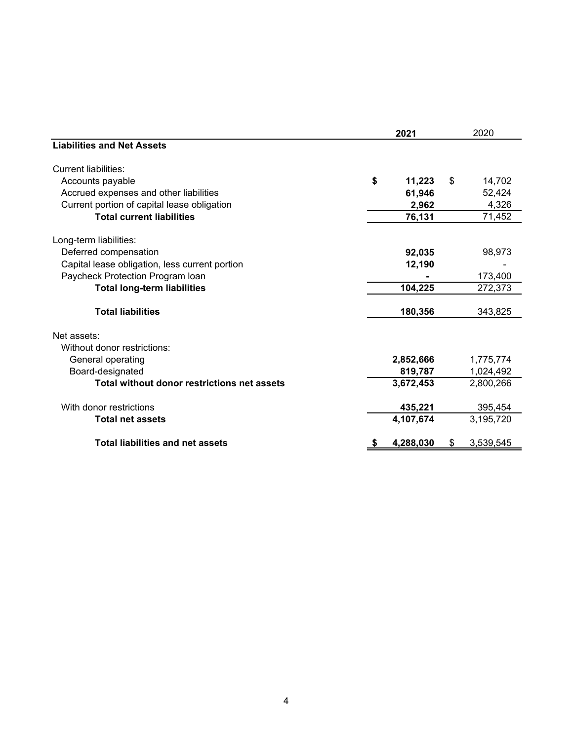| | 2021 | 2020 |
|---|---|---|
| **Liabilities and Net Assets** | | |
| Current liabilities: | | |
| Accounts payable | **$ 11,223** | $ 14,702 |
| Accrued expenses and other liabilities | **61,946** | 52,424 |
| Current portion of capital lease obligation | **2,962** | 4,326 |
| **Total current liabilities** | **76,131** | 71,452 |
| Long-term liabilities: | | |
| Deferred compensation | **92,035** | 98,973 |
| Capital lease obligation, less current portion | **12,190** | - |
| Paycheck Protection Program loan | **-** | 173,400 |
| **Total long-term liabilities** | **104,225** | 272,373 |
| **Total liabilities** | **180,356** | 343,825 |
| Net assets: | | |
| Without donor restrictions: | | |
| General operating | **2,852,666** | 1,775,774 |
| Board-designated | **819,787** | 1,024,492 |
| **Total without donor restrictions net assets** | **3,672,453** | 2,800,266 |
| With donor restrictions | **435,221** | 395,454 |
| **Total net assets** | **4,107,674** | 3,195,720 |
| **Total liabilities and net assets** | **$ 4,288,030** | $ 3,539,545 |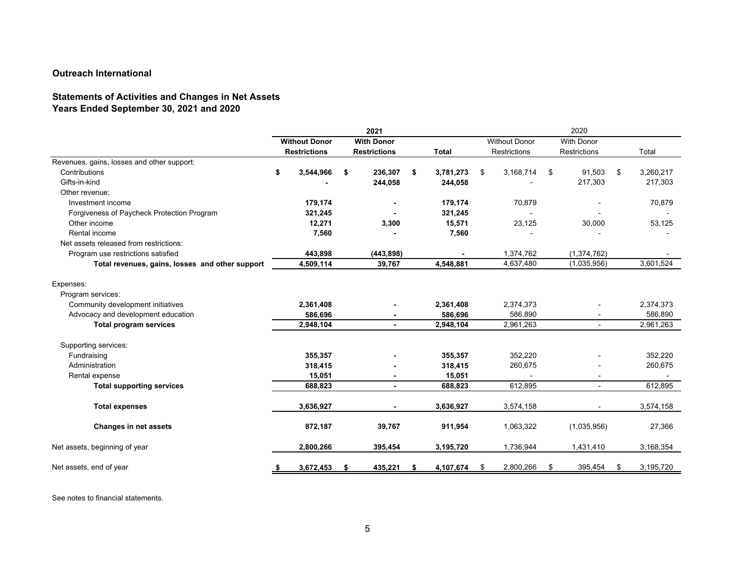**Outreach International**

**Statements of Activities and Changes in Net Assets**
**Years Ended September 30, 2021 and 2020**

| | **2021** | | | 2020 | | |
|---|---|---|---|---|---|---|
| | **Without Donor Restrictions** | **With Donor Restrictions** | **Total** | Without Donor Restrictions | With Donor Restrictions | Total |
| Revenues, gains, losses and other support: | | | | | | |
| Contributions | **$ 3,544,966** | **$ 236,307** | **$ 3,781,273** | $ 3,168,714 | $ 91,503 | $ 3,260,217 |
| Gifts-in-kind | **-** | **244,058** | **244,058** | - | 217,303 | 217,303 |
| Other revenue: | | | | | | |
| Investment income | **179,174** | **-** | **179,174** | 70,879 | - | 70,879 |
| Forgiveness of Paycheck Protection Program | **321,245** | **-** | **321,245** | - | - | - |
| Other income | **12,271** | **3,300** | **15,571** | 23,125 | 30,000 | 53,125 |
| Rental income | **7,560** | **-** | **7,560** | - | - | - |
| Net assets released from restrictions: | | | | | | |
| Program use restrictions satisfied | **443,898** | **(443,898)** | **-** | 1,374,762 | (1,374,762) | - |
| **Total revenues, gains, losses and other support** | **4,509,114** | **39,767** | **4,548,881** | 4,637,480 | (1,035,956) | 3,601,524 |
| Expenses: | | | | | | |
| Program services: | | | | | | |
| Community development initiatives | **2,361,408** | **-** | **2,361,408** | 2,374,373 | - | 2,374,373 |
| Advocacy and development education | **586,696** | **-** | **586,696** | 586,890 | - | 586,890 |
| **Total program services** | **2,948,104** | **-** | **2,948,104** | 2,961,263 | - | 2,961,263 |
| Supporting services: | | | | | | |
| Fundraising | **355,357** | **-** | **355,357** | 352,220 | - | 352,220 |
| Administration | **318,415** | **-** | **318,415** | 260,675 | - | 260,675 |
| Rental expense | **15,051** | **-** | **15,051** | - | - | - |
| **Total supporting services** | **688,823** | **-** | **688,823** | 612,895 | - | 612,895 |
| **Total expenses** | **3,636,927** | **-** | **3,636,927** | 3,574,158 | - | 3,574,158 |
| **Changes in net assets** | **872,187** | **39,767** | **911,954** | 1,063,322 | (1,035,956) | 27,366 |
| Net assets, beginning of year | **2,800,266** | **395,454** | **3,195,720** | 1,736,944 | 1,431,410 | 3,168,354 |
| Net assets, end of year | **$ 3,672,453** | **$ 435,221** | **$ 4,107,674** | $ 2,800,266 | $ 395,454 | $ 3,195,720 |

See notes to financial statements.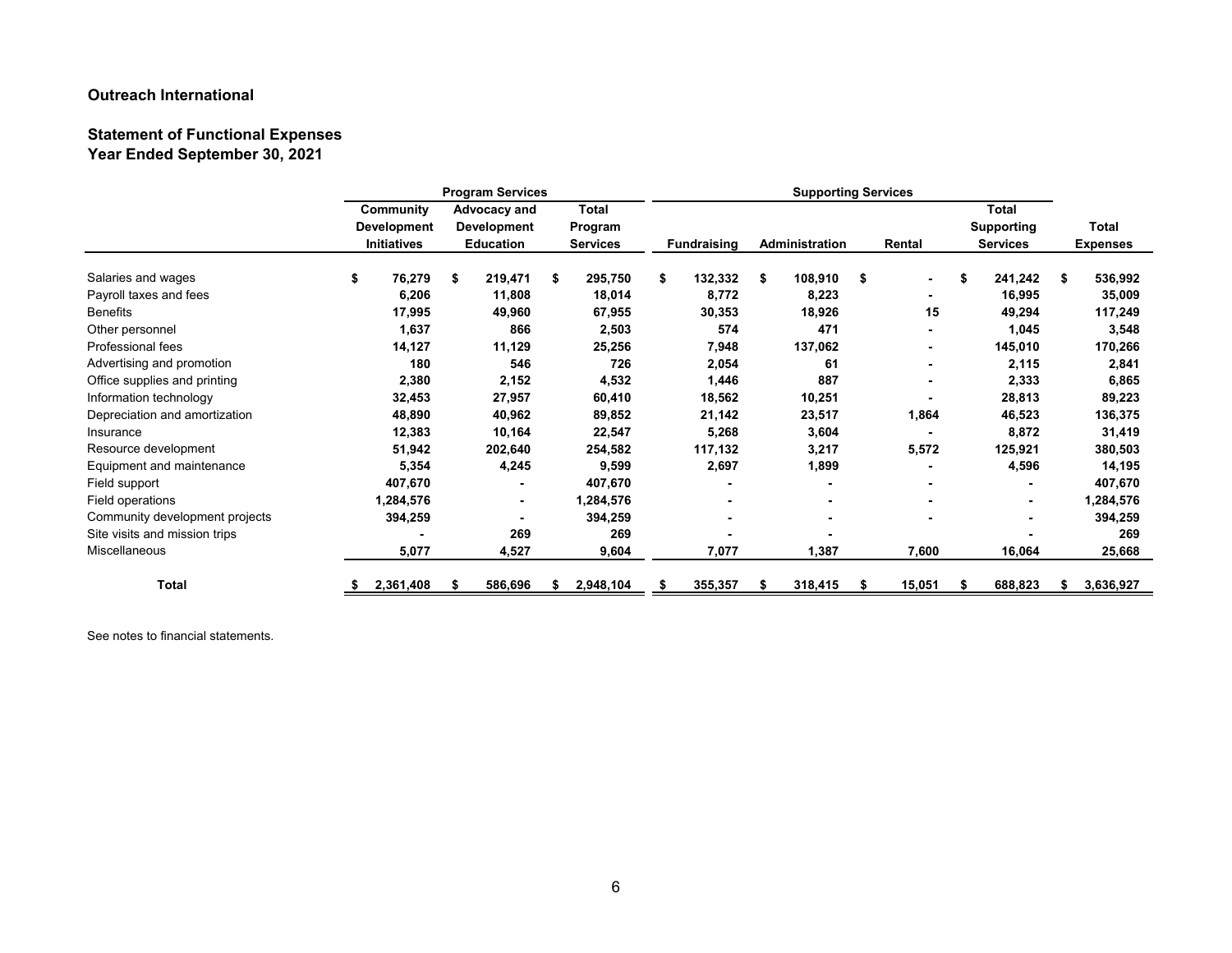**Outreach International**

**Statement of Functional Expenses**
**Year Ended September 30, 2021**

| | Program Services | | | Supporting Services | | | | |
|---|---|---|---|---|---|---|---|---|
| | Community Development Initiatives | Advocacy and Development Education | Total Program Services | Fundraising | Administration | Rental | Total Supporting Services | Total Expenses |
| Salaries and wages | $ 76,279 | $ 219,471 | $ 295,750 | $ 132,332 | $ 108,910 | $ - | $ 241,242 | $ 536,992 |
| Payroll taxes and fees | 6,206 | 11,808 | 18,014 | 8,772 | 8,223 | - | 16,995 | 35,009 |
| Benefits | 17,995 | 49,960 | 67,955 | 30,353 | 18,926 | 15 | 49,294 | 117,249 |
| Other personnel | 1,637 | 866 | 2,503 | 574 | 471 | - | 1,045 | 3,548 |
| Professional fees | 14,127 | 11,129 | 25,256 | 7,948 | 137,062 | - | 145,010 | 170,266 |
| Advertising and promotion | 180 | 546 | 726 | 2,054 | 61 | - | 2,115 | 2,841 |
| Office supplies and printing | 2,380 | 2,152 | 4,532 | 1,446 | 887 | - | 2,333 | 6,865 |
| Information technology | 32,453 | 27,957 | 60,410 | 18,562 | 10,251 | - | 28,813 | 89,223 |
| Depreciation and amortization | 48,890 | 40,962 | 89,852 | 21,142 | 23,517 | 1,864 | 46,523 | 136,375 |
| Insurance | 12,383 | 10,164 | 22,547 | 5,268 | 3,604 | - | 8,872 | 31,419 |
| Resource development | 51,942 | 202,640 | 254,582 | 117,132 | 3,217 | 5,572 | 125,921 | 380,503 |
| Equipment and maintenance | 5,354 | 4,245 | 9,599 | 2,697 | 1,899 | - | 4,596 | 14,195 |
| Field support | 407,670 | - | 407,670 | - | - | - | - | 407,670 |
| Field operations | 1,284,576 | - | 1,284,576 | - | - | - | - | 1,284,576 |
| Community development projects | 394,259 | - | 394,259 | - | - | - | - | 394,259 |
| Site visits and mission trips | - | 269 | 269 | - | - | | - | 269 |
| Miscellaneous | 5,077 | 4,527 | 9,604 | 7,077 | 1,387 | 7,600 | 16,064 | 25,668 |
| **Total** | $ 2,361,408 | $ 586,696 | $ 2,948,104 | $ 355,357 | $ 318,415 | $ 15,051 | $ 688,823 | $ 3,636,927 |

See notes to financial statements.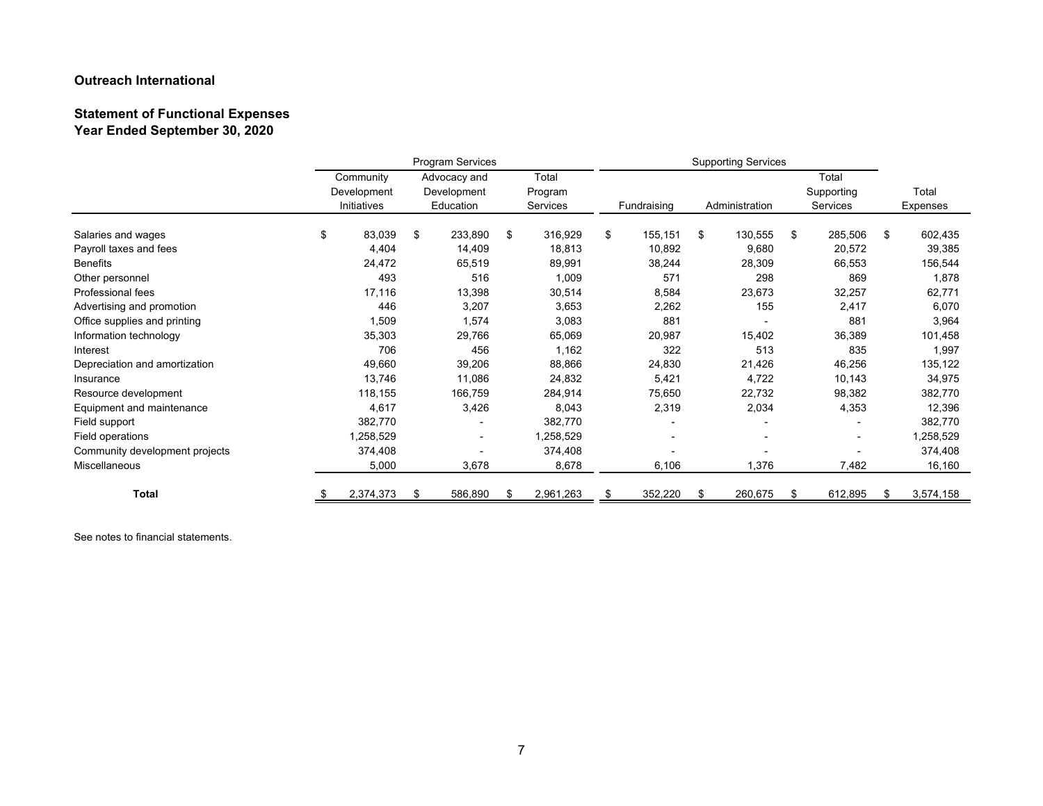**Outreach International**

**Statement of Functional Expenses**
**Year Ended September 30, 2020**

| | Program Services | | | Supporting Services | | | |
|---|---|---|---|---|---|---|---|
| | Community Development Initiatives | Advocacy and Development Education | Total Program Services | Fundraising | Administration | Total Supporting Services | Total Expenses |
| Salaries and wages | $ 83,039 | $ 233,890 | $ 316,929 | $ 155,151 | $ 130,555 | $ 285,506 | $ 602,435 |
| Payroll taxes and fees | 4,404 | 14,409 | 18,813 | 10,892 | 9,680 | 20,572 | 39,385 |
| Benefits | 24,472 | 65,519 | 89,991 | 38,244 | 28,309 | 66,553 | 156,544 |
| Other personnel | 493 | 516 | 1,009 | 571 | 298 | 869 | 1,878 |
| Professional fees | 17,116 | 13,398 | 30,514 | 8,584 | 23,673 | 32,257 | 62,771 |
| Advertising and promotion | 446 | 3,207 | 3,653 | 2,262 | 155 | 2,417 | 6,070 |
| Office supplies and printing | 1,509 | 1,574 | 3,083 | 881 | - | 881 | 3,964 |
| Information technology | 35,303 | 29,766 | 65,069 | 20,987 | 15,402 | 36,389 | 101,458 |
| Interest | 706 | 456 | 1,162 | 322 | 513 | 835 | 1,997 |
| Depreciation and amortization | 49,660 | 39,206 | 88,866 | 24,830 | 21,426 | 46,256 | 135,122 |
| Insurance | 13,746 | 11,086 | 24,832 | 5,421 | 4,722 | 10,143 | 34,975 |
| Resource development | 118,155 | 166,759 | 284,914 | 75,650 | 22,732 | 98,382 | 382,770 |
| Equipment and maintenance | 4,617 | 3,426 | 8,043 | 2,319 | 2,034 | 4,353 | 12,396 |
| Field support | 382,770 | - | 382,770 | - | - | - | 382,770 |
| Field operations | 1,258,529 | - | 1,258,529 | - | - | - | 1,258,529 |
| Community development projects | 374,408 | - | 374,408 | - | - | - | 374,408 |
| Miscellaneous | 5,000 | 3,678 | 8,678 | 6,106 | 1,376 | 7,482 | 16,160 |
| **Total** | $ 2,374,373 | $ 586,890 | $ 2,961,263 | $ 352,220 | $ 260,675 | $ 612,895 | $ 3,574,158 |

See notes to financial statements.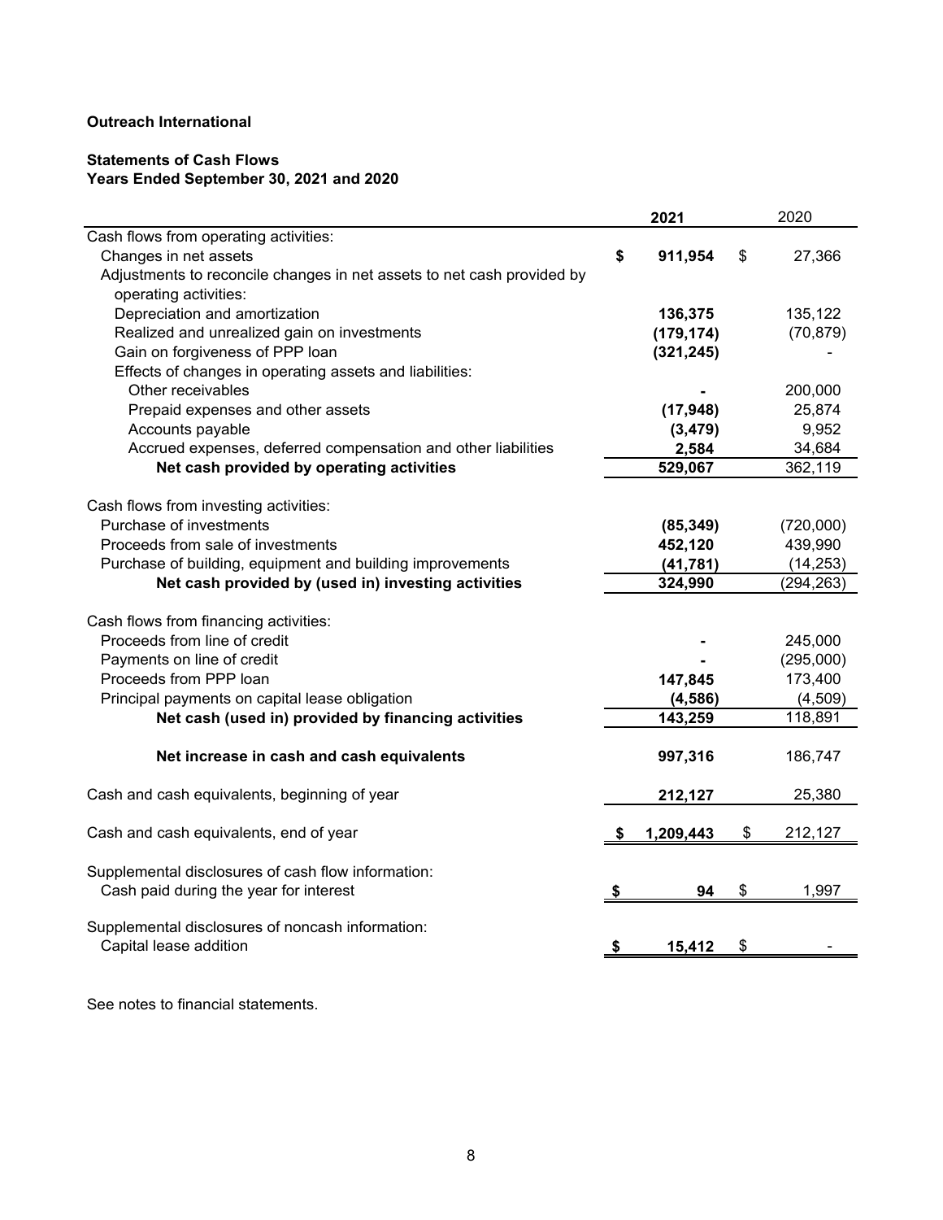**Outreach International**

**Statements of Cash Flows**
**Years Ended September 30, 2021 and 2020**

| | **2021** | 2020 |
|---|---|---|
| Cash flows from operating activities: | | |
| Changes in net assets | **$ 911,954** | $ 27,366 |
| Adjustments to reconcile changes in net assets to net cash provided by operating activities: | | |
| Depreciation and amortization | **136,375** | 135,122 |
| Realized and unrealized gain on investments | **(179,174)** | (70,879) |
| Gain on forgiveness of PPP loan | **(321,245)** | - |
| Effects of changes in operating assets and liabilities: | | |
| Other receivables | **-** | 200,000 |
| Prepaid expenses and other assets | **(17,948)** | 25,874 |
| Accounts payable | **(3,479)** | 9,952 |
| Accrued expenses, deferred compensation and other liabilities | **2,584** | 34,684 |
| **Net cash provided by operating activities** | **529,067** | 362,119 |
| | | |
| Cash flows from investing activities: | | |
| Purchase of investments | **(85,349)** | (720,000) |
| Proceeds from sale of investments | **452,120** | 439,990 |
| Purchase of building, equipment and building improvements | **(41,781)** | (14,253) |
| **Net cash provided by (used in) investing activities** | **324,990** | (294,263) |
| | | |
| Cash flows from financing activities: | | |
| Proceeds from line of credit | **-** | 245,000 |
| Payments on line of credit | **-** | (295,000) |
| Proceeds from PPP loan | **147,845** | 173,400 |
| Principal payments on capital lease obligation | **(4,586)** | (4,509) |
| **Net cash (used in) provided by financing activities** | **143,259** | 118,891 |
| | | |
| **Net increase in cash and cash equivalents** | **997,316** | 186,747 |
| | | |
| Cash and cash equivalents, beginning of year | **212,127** | 25,380 |
| | | |
| Cash and cash equivalents, end of year | **$ 1,209,443** | $ 212,127 |
| | | |
| Supplemental disclosures of cash flow information: | | |
| Cash paid during the year for interest | **$ 94** | $ 1,997 |
| | | |
| Supplemental disclosures of noncash information: | | |
| Capital lease addition | **$ 15,412** | $ - |

See notes to financial statements.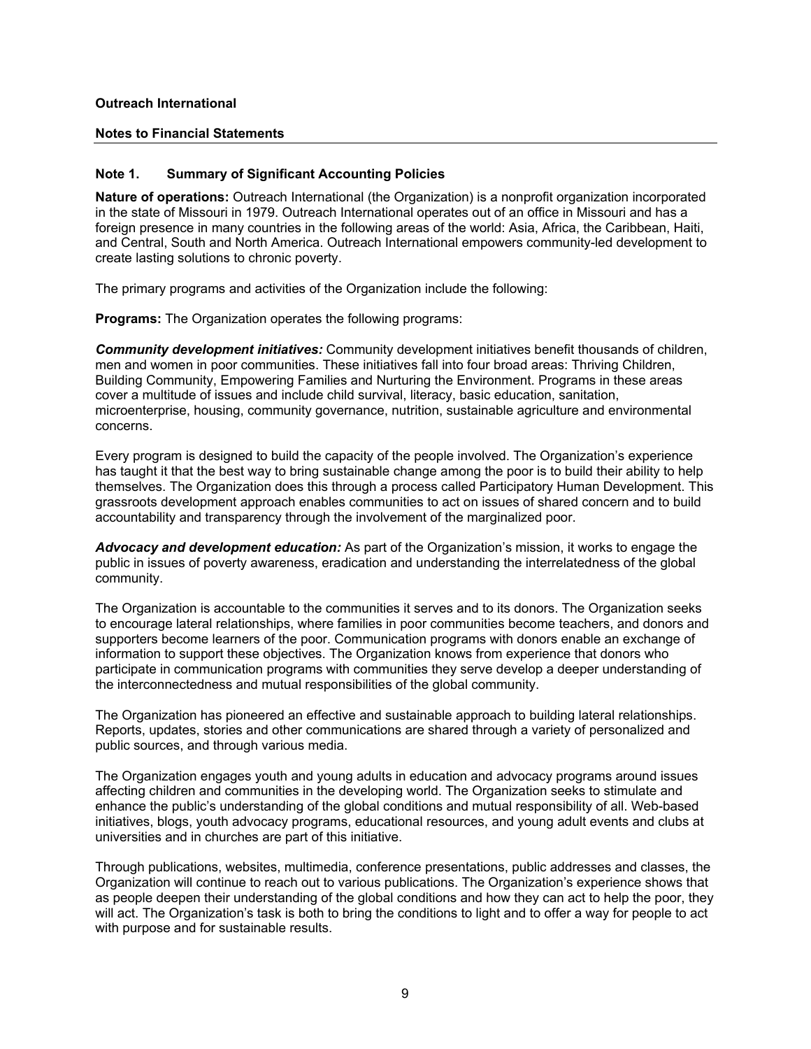**Outreach International**

**Notes to Financial Statements**

## Note 1. Summary of Significant Accounting Policies

**Nature of operations:** Outreach International (the Organization) is a nonprofit organization incorporated in the state of Missouri in 1979. Outreach International operates out of an office in Missouri and has a foreign presence in many countries in the following areas of the world: Asia, Africa, the Caribbean, Haiti, and Central, South and North America. Outreach International empowers community-led development to create lasting solutions to chronic poverty.

The primary programs and activities of the Organization include the following:

**Programs:** The Organization operates the following programs:

***Community development initiatives:*** Community development initiatives benefit thousands of children, men and women in poor communities. These initiatives fall into four broad areas: Thriving Children, Building Community, Empowering Families and Nurturing the Environment. Programs in these areas cover a multitude of issues and include child survival, literacy, basic education, sanitation, microenterprise, housing, community governance, nutrition, sustainable agriculture and environmental concerns.

Every program is designed to build the capacity of the people involved. The Organization's experience has taught it that the best way to bring sustainable change among the poor is to build their ability to help themselves. The Organization does this through a process called Participatory Human Development. This grassroots development approach enables communities to act on issues of shared concern and to build accountability and transparency through the involvement of the marginalized poor.

***Advocacy and development education:*** As part of the Organization's mission, it works to engage the public in issues of poverty awareness, eradication and understanding the interrelatedness of the global community.

The Organization is accountable to the communities it serves and to its donors. The Organization seeks to encourage lateral relationships, where families in poor communities become teachers, and donors and supporters become learners of the poor. Communication programs with donors enable an exchange of information to support these objectives. The Organization knows from experience that donors who participate in communication programs with communities they serve develop a deeper understanding of the interconnectedness and mutual responsibilities of the global community.

The Organization has pioneered an effective and sustainable approach to building lateral relationships. Reports, updates, stories and other communications are shared through a variety of personalized and public sources, and through various media.

The Organization engages youth and young adults in education and advocacy programs around issues affecting children and communities in the developing world. The Organization seeks to stimulate and enhance the public's understanding of the global conditions and mutual responsibility of all. Web-based initiatives, blogs, youth advocacy programs, educational resources, and young adult events and clubs at universities and in churches are part of this initiative.

Through publications, websites, multimedia, conference presentations, public addresses and classes, the Organization will continue to reach out to various publications. The Organization's experience shows that as people deepen their understanding of the global conditions and how they can act to help the poor, they will act. The Organization's task is both to bring the conditions to light and to offer a way for people to act with purpose and for sustainable results.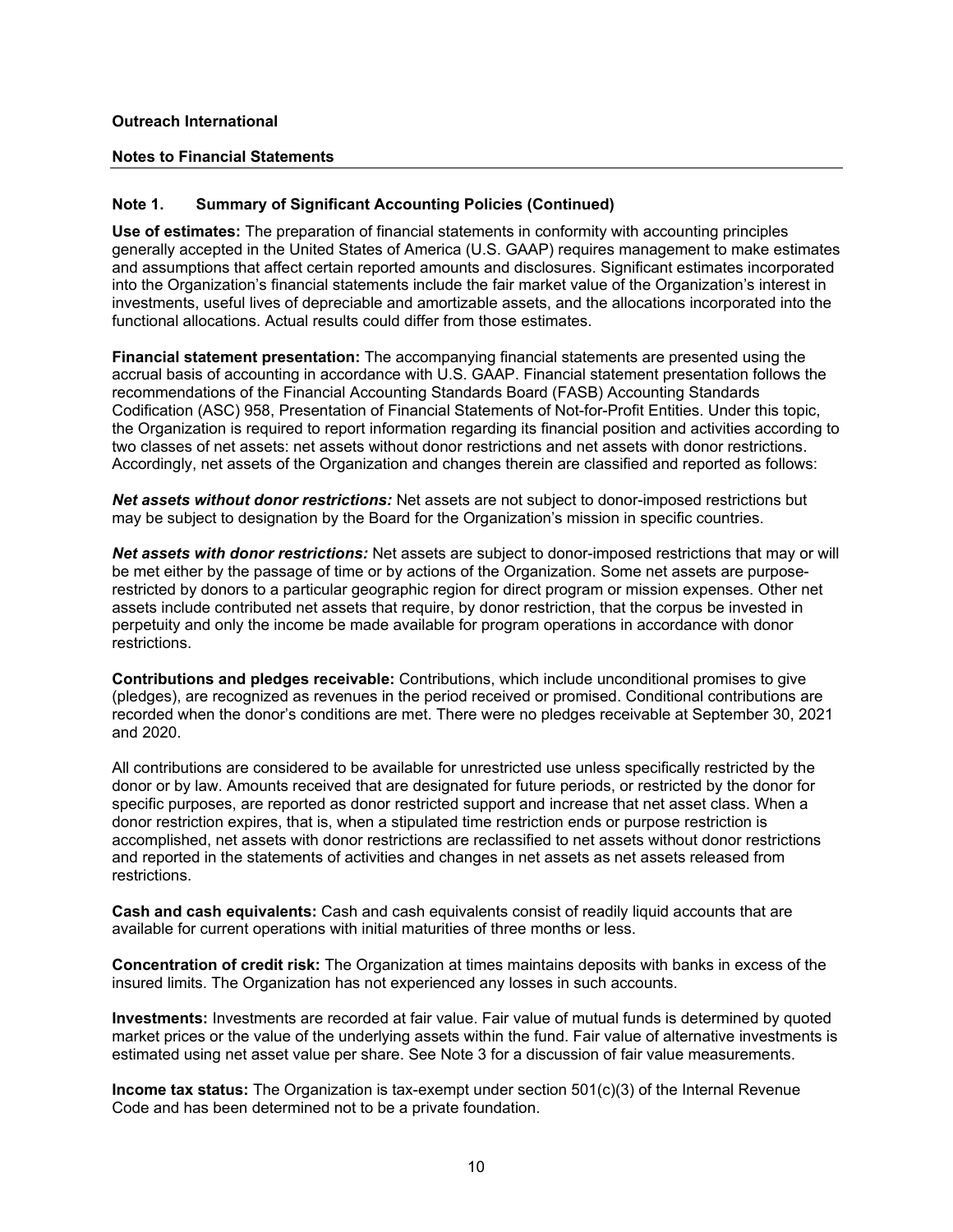**Outreach International**

**Notes to Financial Statements**

---

## Note 1. Summary of Significant Accounting Policies (Continued)

**Use of estimates:** The preparation of financial statements in conformity with accounting principles generally accepted in the United States of America (U.S. GAAP) requires management to make estimates and assumptions that affect certain reported amounts and disclosures. Significant estimates incorporated into the Organization's financial statements include the fair market value of the Organization's interest in investments, useful lives of depreciable and amortizable assets, and the allocations incorporated into the functional allocations. Actual results could differ from those estimates.

**Financial statement presentation:** The accompanying financial statements are presented using the accrual basis of accounting in accordance with U.S. GAAP. Financial statement presentation follows the recommendations of the Financial Accounting Standards Board (FASB) Accounting Standards Codification (ASC) 958, Presentation of Financial Statements of Not-for-Profit Entities. Under this topic, the Organization is required to report information regarding its financial position and activities according to two classes of net assets: net assets without donor restrictions and net assets with donor restrictions. Accordingly, net assets of the Organization and changes therein are classified and reported as follows:

***Net assets without donor restrictions:*** Net assets are not subject to donor-imposed restrictions but may be subject to designation by the Board for the Organization's mission in specific countries.

***Net assets with donor restrictions:*** Net assets are subject to donor-imposed restrictions that may or will be met either by the passage of time or by actions of the Organization. Some net assets are purpose-restricted by donors to a particular geographic region for direct program or mission expenses. Other net assets include contributed net assets that require, by donor restriction, that the corpus be invested in perpetuity and only the income be made available for program operations in accordance with donor restrictions.

**Contributions and pledges receivable:** Contributions, which include unconditional promises to give (pledges), are recognized as revenues in the period received or promised. Conditional contributions are recorded when the donor's conditions are met. There were no pledges receivable at September 30, 2021 and 2020.

All contributions are considered to be available for unrestricted use unless specifically restricted by the donor or by law. Amounts received that are designated for future periods, or restricted by the donor for specific purposes, are reported as donor restricted support and increase that net asset class. When a donor restriction expires, that is, when a stipulated time restriction ends or purpose restriction is accomplished, net assets with donor restrictions are reclassified to net assets without donor restrictions and reported in the statements of activities and changes in net assets as net assets released from restrictions.

**Cash and cash equivalents:** Cash and cash equivalents consist of readily liquid accounts that are available for current operations with initial maturities of three months or less.

**Concentration of credit risk:** The Organization at times maintains deposits with banks in excess of the insured limits. The Organization has not experienced any losses in such accounts.

**Investments:** Investments are recorded at fair value. Fair value of mutual funds is determined by quoted market prices or the value of the underlying assets within the fund. Fair value of alternative investments is estimated using net asset value per share. See Note 3 for a discussion of fair value measurements.

**Income tax status:** The Organization is tax-exempt under section 501(c)(3) of the Internal Revenue Code and has been determined not to be a private foundation.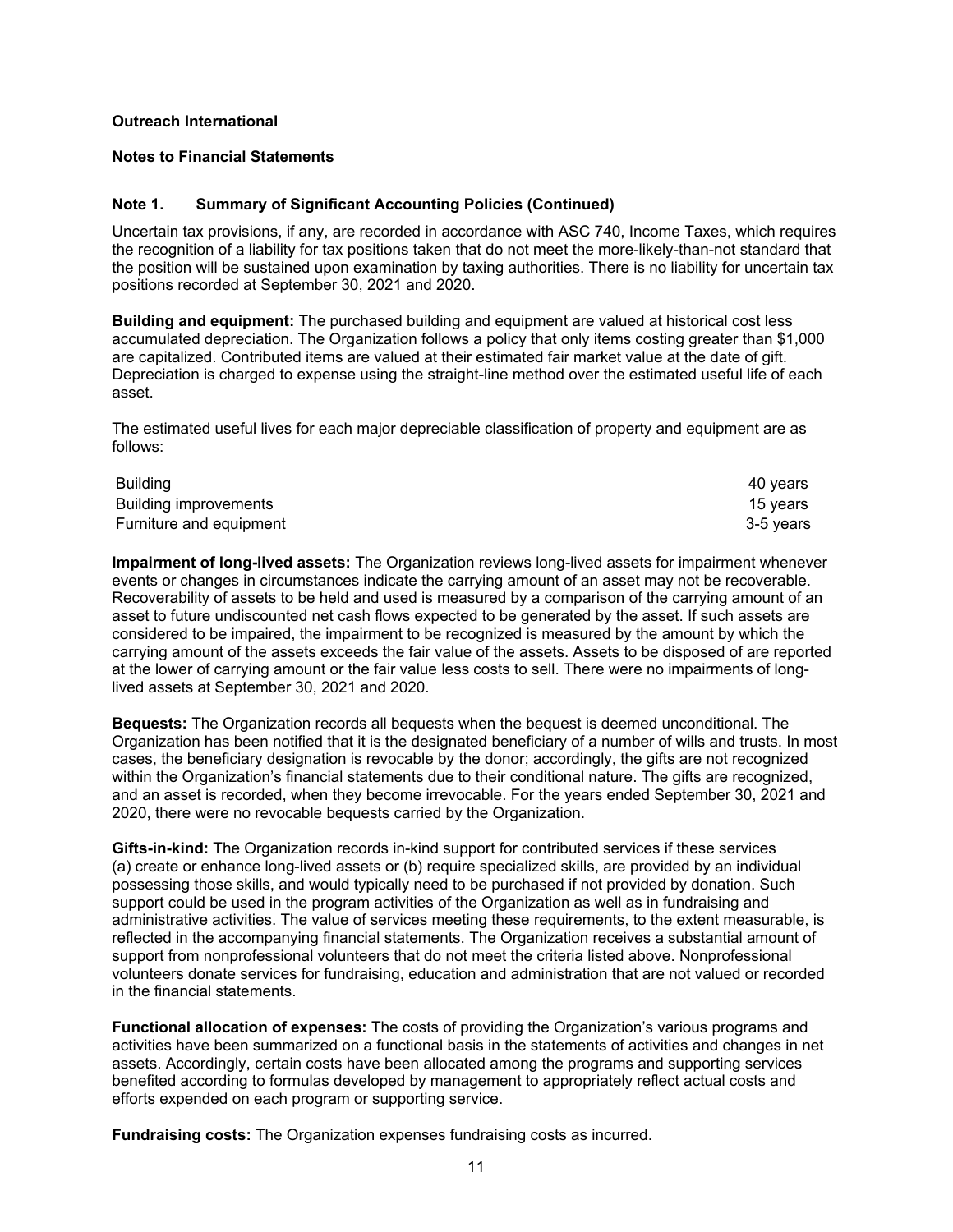**Outreach International**

**Notes to Financial Statements**

**Note 1. Summary of Significant Accounting Policies (Continued)**

Uncertain tax provisions, if any, are recorded in accordance with ASC 740, Income Taxes, which requires the recognition of a liability for tax positions taken that do not meet the more-likely-than-not standard that the position will be sustained upon examination by taxing authorities. There is no liability for uncertain tax positions recorded at September 30, 2021 and 2020.

**Building and equipment:** The purchased building and equipment are valued at historical cost less accumulated depreciation. The Organization follows a policy that only items costing greater than $1,000 are capitalized. Contributed items are valued at their estimated fair market value at the date of gift. Depreciation is charged to expense using the straight-line method over the estimated useful life of each asset.

The estimated useful lives for each major depreciable classification of property and equipment are as follows:

| | |
|---|---|
| Building | 40 years |
| Building improvements | 15 years |
| Furniture and equipment | 3-5 years |

**Impairment of long-lived assets:** The Organization reviews long-lived assets for impairment whenever events or changes in circumstances indicate the carrying amount of an asset may not be recoverable. Recoverability of assets to be held and used is measured by a comparison of the carrying amount of an asset to future undiscounted net cash flows expected to be generated by the asset. If such assets are considered to be impaired, the impairment to be recognized is measured by the amount by which the carrying amount of the assets exceeds the fair value of the assets. Assets to be disposed of are reported at the lower of carrying amount or the fair value less costs to sell. There were no impairments of long-lived assets at September 30, 2021 and 2020.

**Bequests:** The Organization records all bequests when the bequest is deemed unconditional. The Organization has been notified that it is the designated beneficiary of a number of wills and trusts. In most cases, the beneficiary designation is revocable by the donor; accordingly, the gifts are not recognized within the Organization's financial statements due to their conditional nature. The gifts are recognized, and an asset is recorded, when they become irrevocable. For the years ended September 30, 2021 and 2020, there were no revocable bequests carried by the Organization.

**Gifts-in-kind:** The Organization records in-kind support for contributed services if these services (a) create or enhance long-lived assets or (b) require specialized skills, are provided by an individual possessing those skills, and would typically need to be purchased if not provided by donation. Such support could be used in the program activities of the Organization as well as in fundraising and administrative activities. The value of services meeting these requirements, to the extent measurable, is reflected in the accompanying financial statements. The Organization receives a substantial amount of support from nonprofessional volunteers that do not meet the criteria listed above. Nonprofessional volunteers donate services for fundraising, education and administration that are not valued or recorded in the financial statements.

**Functional allocation of expenses:** The costs of providing the Organization's various programs and activities have been summarized on a functional basis in the statements of activities and changes in net assets. Accordingly, certain costs have been allocated among the programs and supporting services benefited according to formulas developed by management to appropriately reflect actual costs and efforts expended on each program or supporting service.

**Fundraising costs:** The Organization expenses fundraising costs as incurred.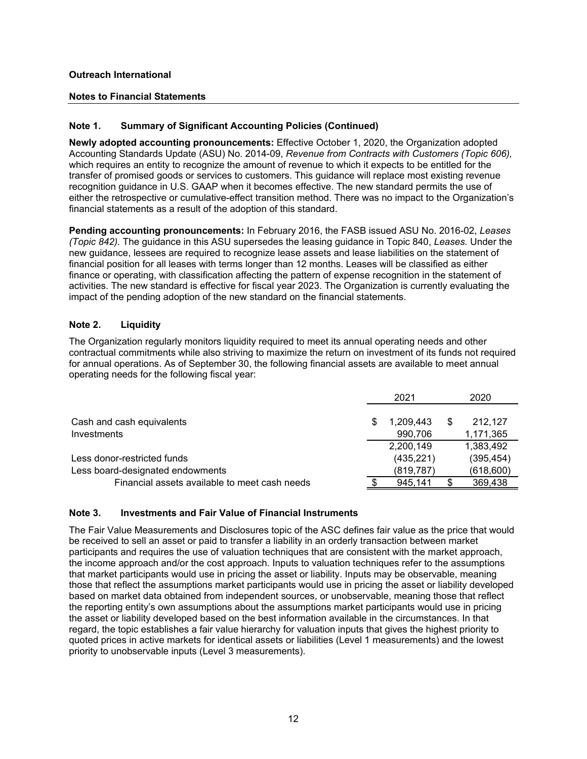**Outreach International**

**Notes to Financial Statements**

## Note 1. Summary of Significant Accounting Policies (Continued)

**Newly adopted accounting pronouncements:** Effective October 1, 2020, the Organization adopted Accounting Standards Update (ASU) No. 2014-09, *Revenue from Contracts with Customers (Topic 606),* which requires an entity to recognize the amount of revenue to which it expects to be entitled for the transfer of promised goods or services to customers. This guidance will replace most existing revenue recognition guidance in U.S. GAAP when it becomes effective. The new standard permits the use of either the retrospective or cumulative-effect transition method. There was no impact to the Organization's financial statements as a result of the adoption of this standard.

**Pending accounting pronouncements:** In February 2016, the FASB issued ASU No. 2016-02, *Leases (Topic 842).* The guidance in this ASU supersedes the leasing guidance in Topic 840, *Leases.* Under the new guidance, lessees are required to recognize lease assets and lease liabilities on the statement of financial position for all leases with terms longer than 12 months. Leases will be classified as either finance or operating, with classification affecting the pattern of expense recognition in the statement of activities. The new standard is effective for fiscal year 2023. The Organization is currently evaluating the impact of the pending adoption of the new standard on the financial statements.

## Note 2. Liquidity

The Organization regularly monitors liquidity required to meet its annual operating needs and other contractual commitments while also striving to maximize the return on investment of its funds not required for annual operations. As of September 30, the following financial assets are available to meet annual operating needs for the following fiscal year:

| | 2021 | 2020 |
|---|---|---|
| Cash and cash equivalents | $ 1,209,443 | $ 212,127 |
| Investments | 990,706 | 1,171,365 |
| | 2,200,149 | 1,383,492 |
| Less donor-restricted funds | (435,221) | (395,454) |
| Less board-designated endowments | (819,787) | (618,600) |
| Financial assets available to meet cash needs | $ 945,141 | $ 369,438 |

## Note 3. Investments and Fair Value of Financial Instruments

The Fair Value Measurements and Disclosures topic of the ASC defines fair value as the price that would be received to sell an asset or paid to transfer a liability in an orderly transaction between market participants and requires the use of valuation techniques that are consistent with the market approach, the income approach and/or the cost approach. Inputs to valuation techniques refer to the assumptions that market participants would use in pricing the asset or liability. Inputs may be observable, meaning those that reflect the assumptions market participants would use in pricing the asset or liability developed based on market data obtained from independent sources, or unobservable, meaning those that reflect the reporting entity's own assumptions about the assumptions market participants would use in pricing the asset or liability developed based on the best information available in the circumstances. In that regard, the topic establishes a fair value hierarchy for valuation inputs that gives the highest priority to quoted prices in active markets for identical assets or liabilities (Level 1 measurements) and the lowest priority to unobservable inputs (Level 3 measurements).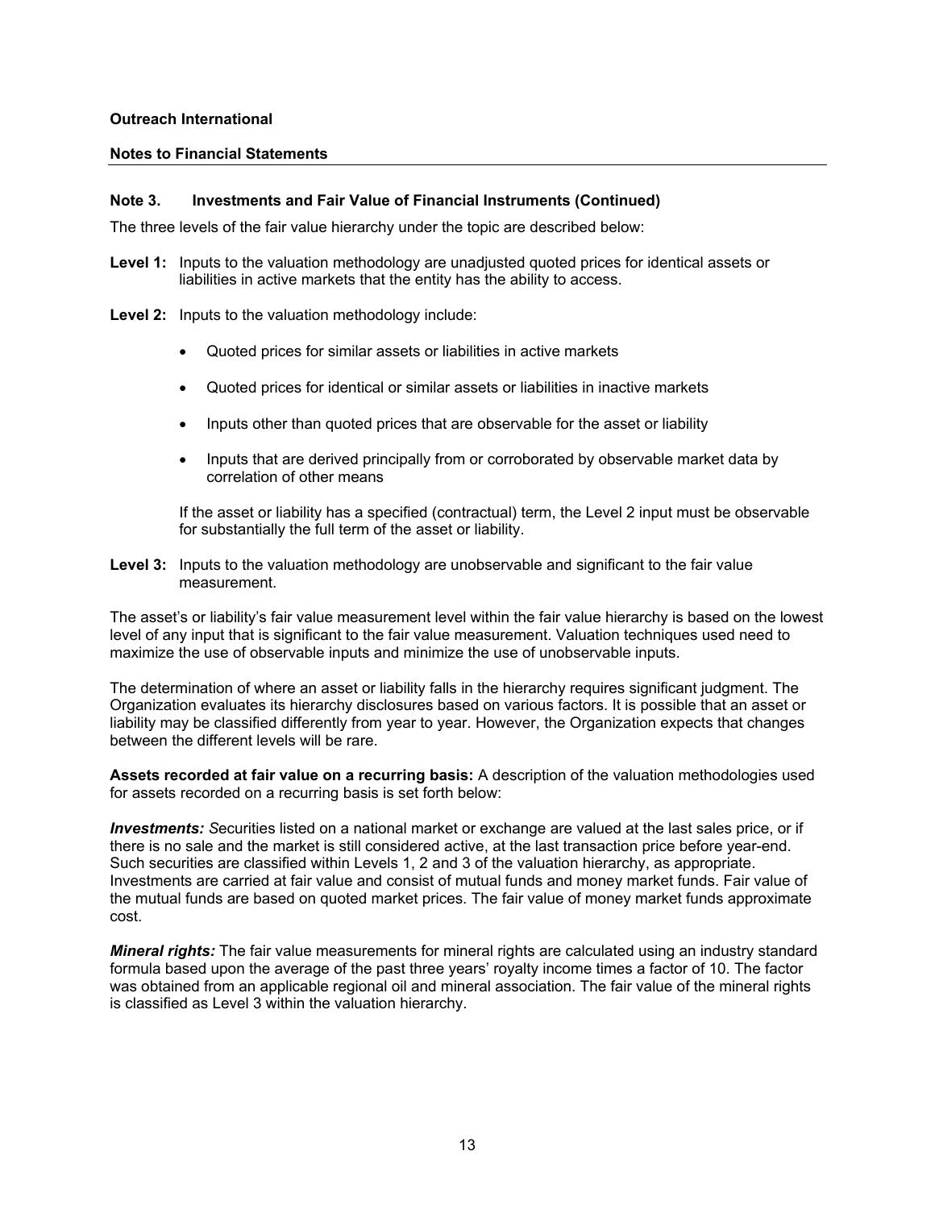**Outreach International**

**Notes to Financial Statements**

### Note 3. Investments and Fair Value of Financial Instruments (Continued)

The three levels of the fair value hierarchy under the topic are described below:

**Level 1:** Inputs to the valuation methodology are unadjusted quoted prices for identical assets or liabilities in active markets that the entity has the ability to access.

**Level 2:** Inputs to the valuation methodology include:

- Quoted prices for similar assets or liabilities in active markets
- Quoted prices for identical or similar assets or liabilities in inactive markets
- Inputs other than quoted prices that are observable for the asset or liability
- Inputs that are derived principally from or corroborated by observable market data by correlation of other means

If the asset or liability has a specified (contractual) term, the Level 2 input must be observable for substantially the full term of the asset or liability.

**Level 3:** Inputs to the valuation methodology are unobservable and significant to the fair value measurement.

The asset's or liability's fair value measurement level within the fair value hierarchy is based on the lowest level of any input that is significant to the fair value measurement. Valuation techniques used need to maximize the use of observable inputs and minimize the use of unobservable inputs.

The determination of where an asset or liability falls in the hierarchy requires significant judgment. The Organization evaluates its hierarchy disclosures based on various factors. It is possible that an asset or liability may be classified differently from year to year. However, the Organization expects that changes between the different levels will be rare.

**Assets recorded at fair value on a recurring basis:** A description of the valuation methodologies used for assets recorded on a recurring basis is set forth below:

***Investments:*** *S*ecurities listed on a national market or exchange are valued at the last sales price, or if there is no sale and the market is still considered active, at the last transaction price before year-end. Such securities are classified within Levels 1, 2 and 3 of the valuation hierarchy, as appropriate. Investments are carried at fair value and consist of mutual funds and money market funds. Fair value of the mutual funds are based on quoted market prices. The fair value of money market funds approximate cost.

***Mineral rights:*** The fair value measurements for mineral rights are calculated using an industry standard formula based upon the average of the past three years' royalty income times a factor of 10. The factor was obtained from an applicable regional oil and mineral association. The fair value of the mineral rights is classified as Level 3 within the valuation hierarchy.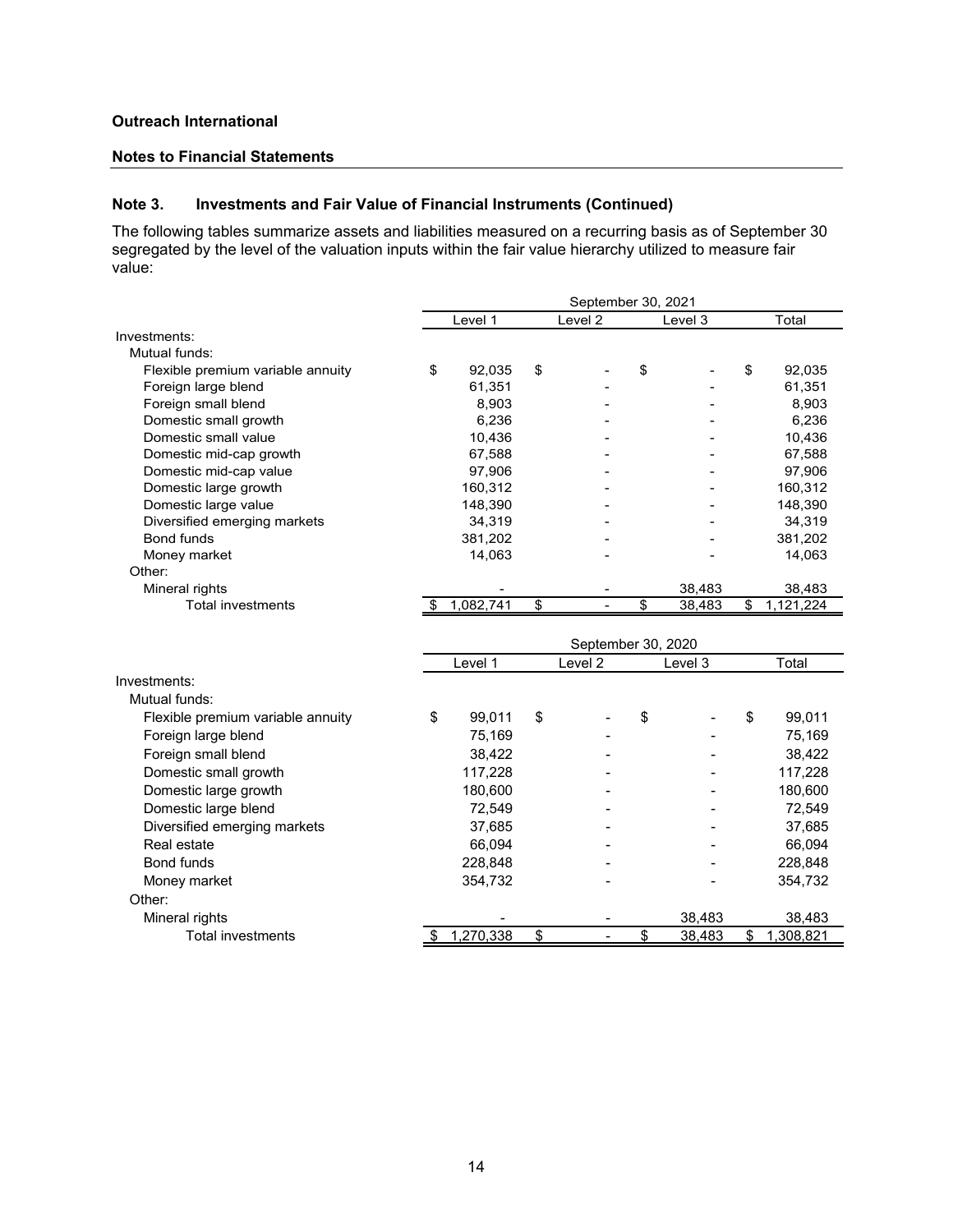**Outreach International**

**Notes to Financial Statements**

## Note 3. Investments and Fair Value of Financial Instruments (Continued)

The following tables summarize assets and liabilities measured on a recurring basis as of September 30 segregated by the level of the valuation inputs within the fair value hierarchy utilized to measure fair value:

| | September 30, 2021 | | | |
|---|---|---|---|---|
| | Level 1 | Level 2 | Level 3 | Total |
| Investments: | | | | |
| Mutual funds: | | | | |
| Flexible premium variable annuity | $ 92,035 | $ - | $ - | $ 92,035 |
| Foreign large blend | 61,351 | - | - | 61,351 |
| Foreign small blend | 8,903 | - | - | 8,903 |
| Domestic small growth | 6,236 | - | - | 6,236 |
| Domestic small value | 10,436 | - | - | 10,436 |
| Domestic mid-cap growth | 67,588 | - | - | 67,588 |
| Domestic mid-cap value | 97,906 | - | - | 97,906 |
| Domestic large growth | 160,312 | - | - | 160,312 |
| Domestic large value | 148,390 | - | - | 148,390 |
| Diversified emerging markets | 34,319 | - | - | 34,319 |
| Bond funds | 381,202 | - | - | 381,202 |
| Money market | 14,063 | - | - | 14,063 |
| Other: | | | | |
| Mineral rights | - | - | 38,483 | 38,483 |
| Total investments | $ 1,082,741 | $ - | $ 38,483 | $ 1,121,224 |

| | September 30, 2020 | | | |
|---|---|---|---|---|
| | Level 1 | Level 2 | Level 3 | Total |
| Investments: | | | | |
| Mutual funds: | | | | |
| Flexible premium variable annuity | $ 99,011 | $ - | $ - | $ 99,011 |
| Foreign large blend | 75,169 | - | - | 75,169 |
| Foreign small blend | 38,422 | - | - | 38,422 |
| Domestic small growth | 117,228 | - | - | 117,228 |
| Domestic large growth | 180,600 | - | - | 180,600 |
| Domestic large blend | 72,549 | - | - | 72,549 |
| Diversified emerging markets | 37,685 | - | - | 37,685 |
| Real estate | 66,094 | - | - | 66,094 |
| Bond funds | 228,848 | - | - | 228,848 |
| Money market | 354,732 | - | - | 354,732 |
| Other: | | | | |
| Mineral rights | - | - | 38,483 | 38,483 |
| Total investments | $ 1,270,338 | $ - | $ 38,483 | $ 1,308,821 |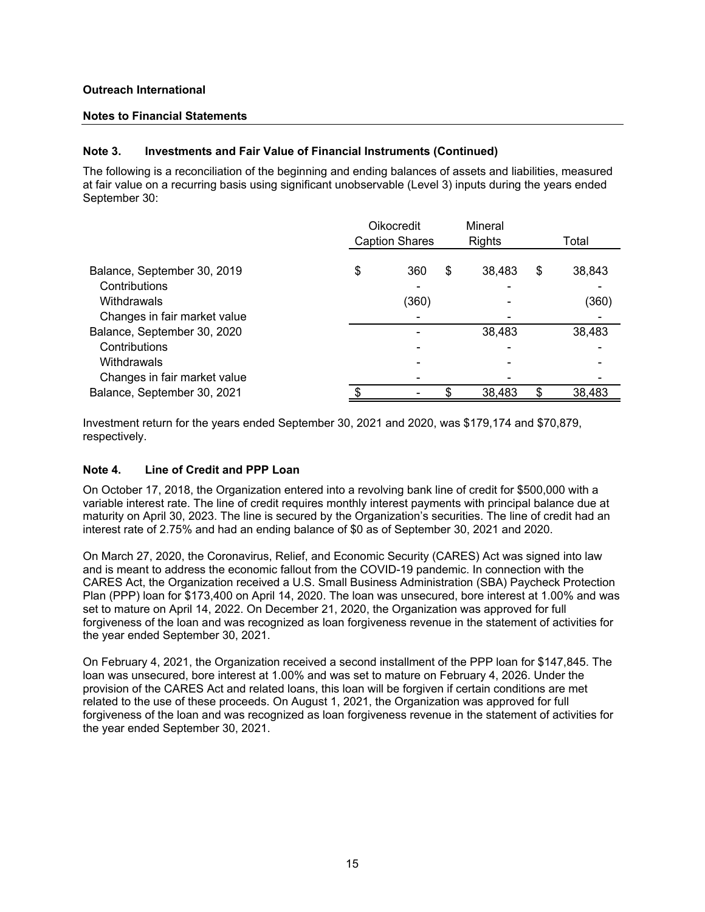**Outreach International**

**Notes to Financial Statements**

### Note 3. Investments and Fair Value of Financial Instruments (Continued)

The following is a reconciliation of the beginning and ending balances of assets and liabilities, measured at fair value on a recurring basis using significant unobservable (Level 3) inputs during the years ended September 30:

| | Oikocredit Caption Shares | Mineral Rights | Total |
|---|---|---|---|
| Balance, September 30, 2019 | $ 360 | $ 38,483 | $ 38,843 |
| Contributions | - | - | - |
| Withdrawals | (360) | - | (360) |
| Changes in fair market value | - | - | - |
| Balance, September 30, 2020 | - | 38,483 | 38,483 |
| Contributions | - | - | - |
| Withdrawals | - | - | - |
| Changes in fair market value | - | - | - |
| Balance, September 30, 2021 | $ - | $ 38,483 | $ 38,483 |

Investment return for the years ended September 30, 2021 and 2020, was $179,174 and $70,879, respectively.

### Note 4. Line of Credit and PPP Loan

On October 17, 2018, the Organization entered into a revolving bank line of credit for $500,000 with a variable interest rate. The line of credit requires monthly interest payments with principal balance due at maturity on April 30, 2023. The line is secured by the Organization's securities. The line of credit had an interest rate of 2.75% and had an ending balance of $0 as of September 30, 2021 and 2020.

On March 27, 2020, the Coronavirus, Relief, and Economic Security (CARES) Act was signed into law and is meant to address the economic fallout from the COVID-19 pandemic. In connection with the CARES Act, the Organization received a U.S. Small Business Administration (SBA) Paycheck Protection Plan (PPP) loan for $173,400 on April 14, 2020. The loan was unsecured, bore interest at 1.00% and was set to mature on April 14, 2022. On December 21, 2020, the Organization was approved for full forgiveness of the loan and was recognized as loan forgiveness revenue in the statement of activities for the year ended September 30, 2021.

On February 4, 2021, the Organization received a second installment of the PPP loan for $147,845. The loan was unsecured, bore interest at 1.00% and was set to mature on February 4, 2026. Under the provision of the CARES Act and related loans, this loan will be forgiven if certain conditions are met related to the use of these proceeds. On August 1, 2021, the Organization was approved for full forgiveness of the loan and was recognized as loan forgiveness revenue in the statement of activities for the year ended September 30, 2021.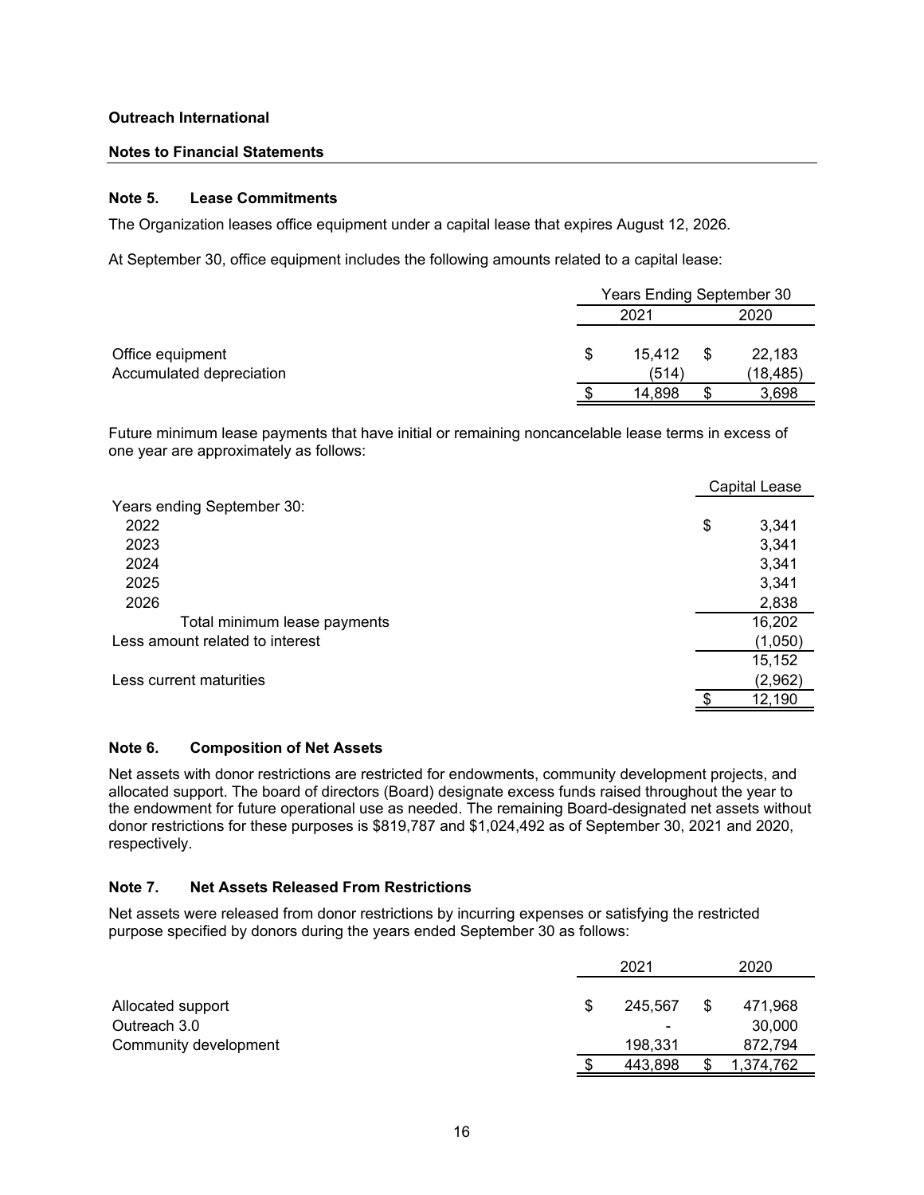**Outreach International**

**Notes to Financial Statements**

### Note 5. Lease Commitments

The Organization leases office equipment under a capital lease that expires August 12, 2026.

At September 30, office equipment includes the following amounts related to a capital lease:

| | Years Ending September 30 | |
|---|---|---|
| | 2021 | 2020 |
| Office equipment | $ 15,412 | $ 22,183 |
| Accumulated depreciation | (514) | (18,485) |
| | $ 14,898 | $ 3,698 |

Future minimum lease payments that have initial or remaining noncancelable lease terms in excess of one year are approximately as follows:

| | Capital Lease |
|---|---|
| Years ending September 30: | |
| 2022 | $ 3,341 |
| 2023 | 3,341 |
| 2024 | 3,341 |
| 2025 | 3,341 |
| 2026 | 2,838 |
| Total minimum lease payments | 16,202 |
| Less amount related to interest | (1,050) |
| | 15,152 |
| Less current maturities | (2,962) |
| | $ 12,190 |

### Note 6. Composition of Net Assets

Net assets with donor restrictions are restricted for endowments, community development projects, and allocated support. The board of directors (Board) designate excess funds raised throughout the year to the endowment for future operational use as needed. The remaining Board-designated net assets without donor restrictions for these purposes is $819,787 and $1,024,492 as of September 30, 2021 and 2020, respectively.

### Note 7. Net Assets Released From Restrictions

Net assets were released from donor restrictions by incurring expenses or satisfying the restricted purpose specified by donors during the years ended September 30 as follows:

| | 2021 | 2020 |
|---|---|---|
| Allocated support | $ 245,567 | $ 471,968 |
| Outreach 3.0 | - | 30,000 |
| Community development | 198,331 | 872,794 |
| | $ 443,898 | $ 1,374,762 |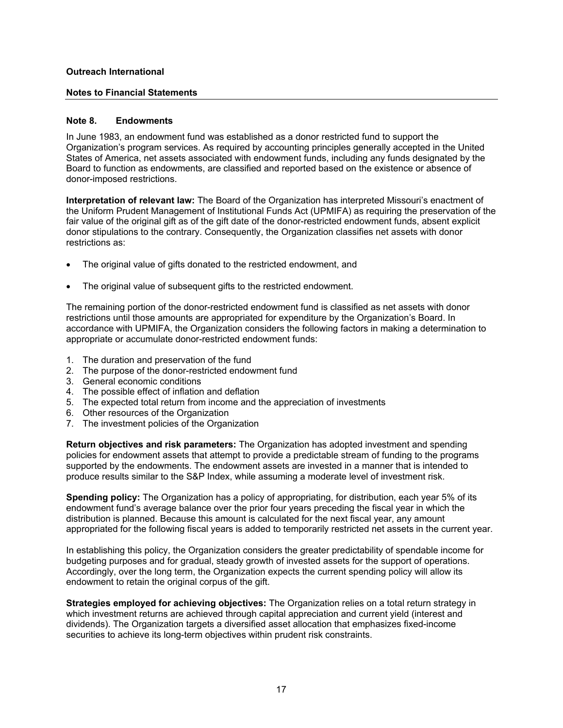**Outreach International**

**Notes to Financial Statements**

### Note 8. Endowments

In June 1983, an endowment fund was established as a donor restricted fund to support the Organization's program services. As required by accounting principles generally accepted in the United States of America, net assets associated with endowment funds, including any funds designated by the Board to function as endowments, are classified and reported based on the existence or absence of donor-imposed restrictions.

**Interpretation of relevant law:** The Board of the Organization has interpreted Missouri's enactment of the Uniform Prudent Management of Institutional Funds Act (UPMIFA) as requiring the preservation of the fair value of the original gift as of the gift date of the donor-restricted endowment funds, absent explicit donor stipulations to the contrary. Consequently, the Organization classifies net assets with donor restrictions as:

- The original value of gifts donated to the restricted endowment, and
- The original value of subsequent gifts to the restricted endowment.

The remaining portion of the donor-restricted endowment fund is classified as net assets with donor restrictions until those amounts are appropriated for expenditure by the Organization's Board. In accordance with UPMIFA, the Organization considers the following factors in making a determination to appropriate or accumulate donor-restricted endowment funds:

1. The duration and preservation of the fund
2. The purpose of the donor-restricted endowment fund
3. General economic conditions
4. The possible effect of inflation and deflation
5. The expected total return from income and the appreciation of investments
6. Other resources of the Organization
7. The investment policies of the Organization

**Return objectives and risk parameters:** The Organization has adopted investment and spending policies for endowment assets that attempt to provide a predictable stream of funding to the programs supported by the endowments. The endowment assets are invested in a manner that is intended to produce results similar to the S&P Index, while assuming a moderate level of investment risk.

**Spending policy:** The Organization has a policy of appropriating, for distribution, each year 5% of its endowment fund's average balance over the prior four years preceding the fiscal year in which the distribution is planned. Because this amount is calculated for the next fiscal year, any amount appropriated for the following fiscal years is added to temporarily restricted net assets in the current year.

In establishing this policy, the Organization considers the greater predictability of spendable income for budgeting purposes and for gradual, steady growth of invested assets for the support of operations. Accordingly, over the long term, the Organization expects the current spending policy will allow its endowment to retain the original corpus of the gift.

**Strategies employed for achieving objectives:** The Organization relies on a total return strategy in which investment returns are achieved through capital appreciation and current yield (interest and dividends). The Organization targets a diversified asset allocation that emphasizes fixed-income securities to achieve its long-term objectives within prudent risk constraints.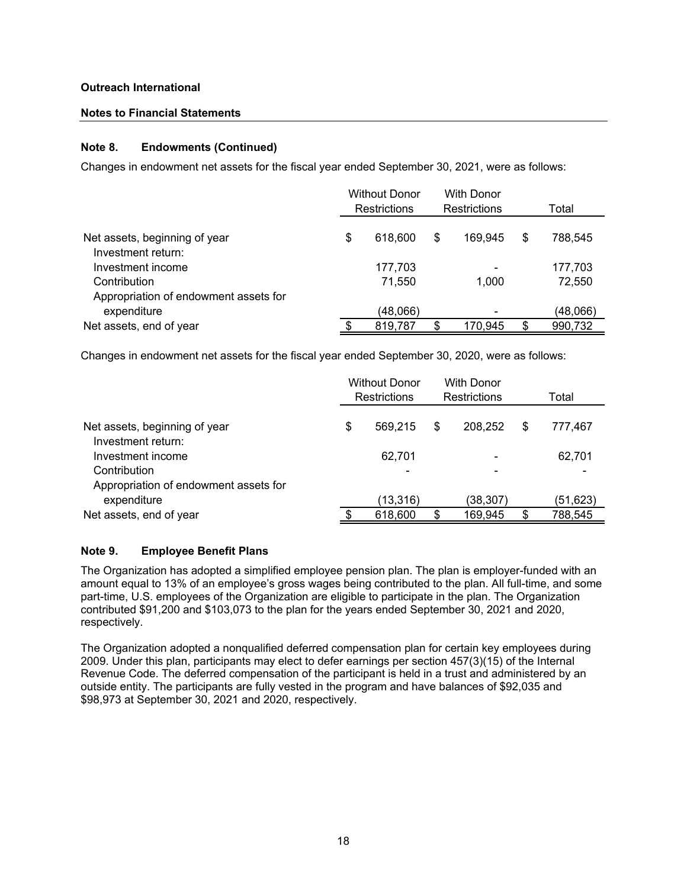**Outreach International**

**Notes to Financial Statements**

### Note 8. Endowments (Continued)

Changes in endowment net assets for the fiscal year ended September 30, 2021, were as follows:

| | Without Donor Restrictions | With Donor Restrictions | Total |
|---|---|---|---|
| Net assets, beginning of year | $ 618,600 | $ 169,945 | $ 788,545 |
| Investment return: | | | |
| Investment income | 177,703 | - | 177,703 |
| Contribution | 71,550 | 1,000 | 72,550 |
| Appropriation of endowment assets for expenditure | (48,066) | - | (48,066) |
| Net assets, end of year | $ 819,787 | $ 170,945 | $ 990,732 |

Changes in endowment net assets for the fiscal year ended September 30, 2020, were as follows:

| | Without Donor Restrictions | With Donor Restrictions | Total |
|---|---|---|---|
| Net assets, beginning of year | $ 569,215 | $ 208,252 | $ 777,467 |
| Investment return: | | | |
| Investment income | 62,701 | - | 62,701 |
| Contribution | - | - | - |
| Appropriation of endowment assets for expenditure | (13,316) | (38,307) | (51,623) |
| Net assets, end of year | $ 618,600 | $ 169,945 | $ 788,545 |

### Note 9. Employee Benefit Plans

The Organization has adopted a simplified employee pension plan. The plan is employer-funded with an amount equal to 13% of an employee's gross wages being contributed to the plan. All full-time, and some part-time, U.S. employees of the Organization are eligible to participate in the plan. The Organization contributed $91,200 and $103,073 to the plan for the years ended September 30, 2021 and 2020, respectively.

The Organization adopted a nonqualified deferred compensation plan for certain key employees during 2009. Under this plan, participants may elect to defer earnings per section 457(3)(15) of the Internal Revenue Code. The deferred compensation of the participant is held in a trust and administered by an outside entity. The participants are fully vested in the program and have balances of $92,035 and $98,973 at September 30, 2021 and 2020, respectively.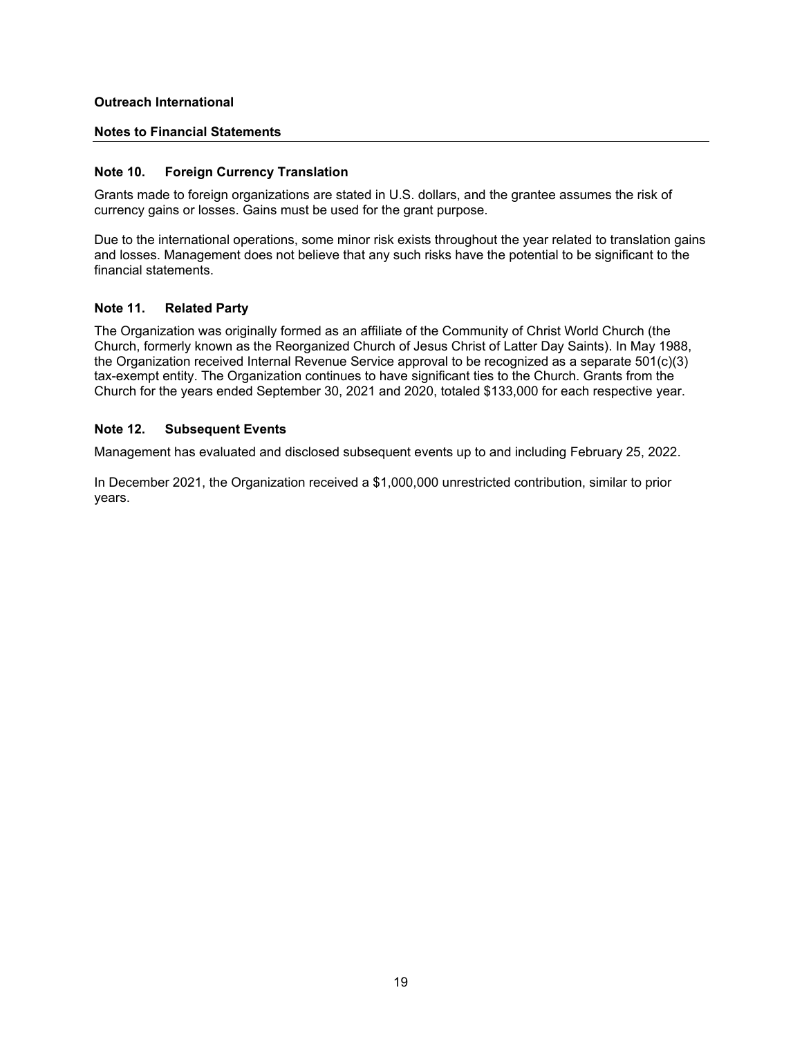**Outreach International**

**Notes to Financial Statements**

---

### Note 10. Foreign Currency Translation

Grants made to foreign organizations are stated in U.S. dollars, and the grantee assumes the risk of currency gains or losses. Gains must be used for the grant purpose.

Due to the international operations, some minor risk exists throughout the year related to translation gains and losses. Management does not believe that any such risks have the potential to be significant to the financial statements.

### Note 11. Related Party

The Organization was originally formed as an affiliate of the Community of Christ World Church (the Church, formerly known as the Reorganized Church of Jesus Christ of Latter Day Saints). In May 1988, the Organization received Internal Revenue Service approval to be recognized as a separate 501(c)(3) tax-exempt entity. The Organization continues to have significant ties to the Church. Grants from the Church for the years ended September 30, 2021 and 2020, totaled $133,000 for each respective year.

### Note 12. Subsequent Events

Management has evaluated and disclosed subsequent events up to and including February 25, 2022.

In December 2021, the Organization received a $1,000,000 unrestricted contribution, similar to prior years.